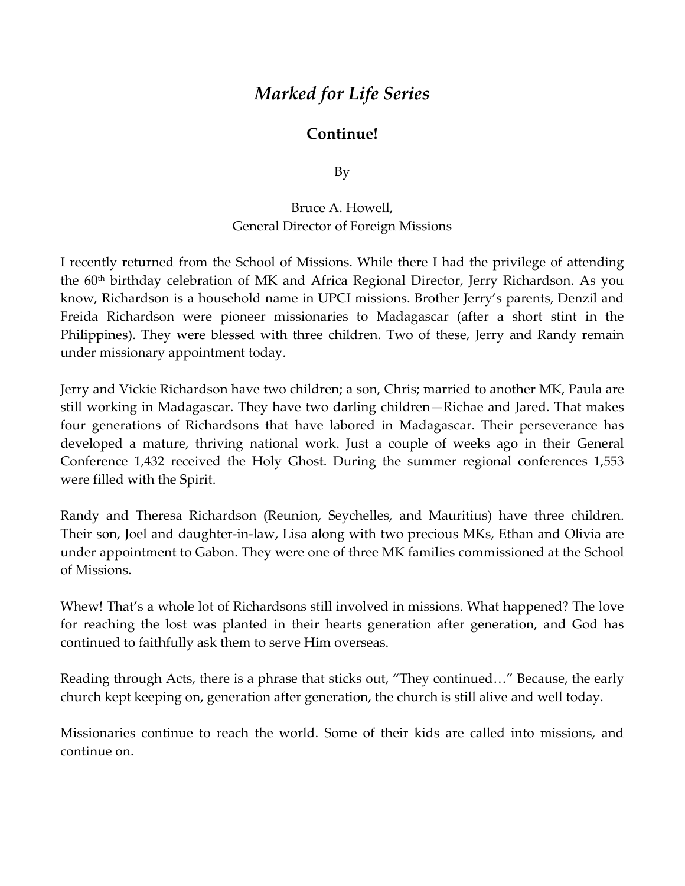# *Marked for Life Series*

## Continue!

By

Bruce A. Howell,
General Director of Foreign Missions

I recently returned from the School of Missions. While there I had the privilege of attending the 60th birthday celebration of MK and Africa Regional Director, Jerry Richardson. As you know, Richardson is a household name in UPCI missions. Brother Jerry's parents, Denzil and Freida Richardson were pioneer missionaries to Madagascar (after a short stint in the Philippines). They were blessed with three children. Two of these, Jerry and Randy remain under missionary appointment today.

Jerry and Vickie Richardson have two children; a son, Chris; married to another MK, Paula are still working in Madagascar. They have two darling children—Richae and Jared. That makes four generations of Richardsons that have labored in Madagascar. Their perseverance has developed a mature, thriving national work. Just a couple of weeks ago in their General Conference 1,432 received the Holy Ghost. During the summer regional conferences 1,553 were filled with the Spirit.

Randy and Theresa Richardson (Reunion, Seychelles, and Mauritius) have three children. Their son, Joel and daughter-in-law, Lisa along with two precious MKs, Ethan and Olivia are under appointment to Gabon. They were one of three MK families commissioned at the School of Missions.

Whew! That's a whole lot of Richardsons still involved in missions. What happened? The love for reaching the lost was planted in their hearts generation after generation, and God has continued to faithfully ask them to serve Him overseas.

Reading through Acts, there is a phrase that sticks out, "They continued…" Because, the early church kept keeping on, generation after generation, the church is still alive and well today.

Missionaries continue to reach the world. Some of their kids are called into missions, and continue on.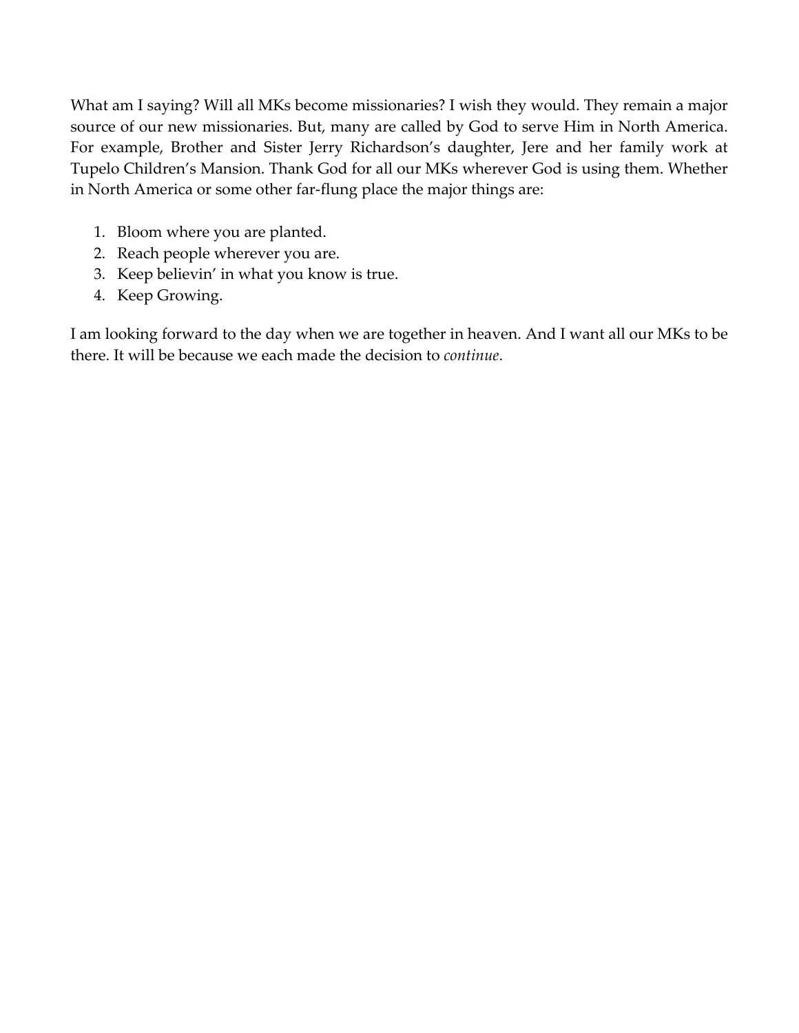What am I saying? Will all MKs become missionaries? I wish they would. They remain a major source of our new missionaries. But, many are called by God to serve Him in North America. For example, Brother and Sister Jerry Richardson's daughter, Jere and her family work at Tupelo Children's Mansion. Thank God for all our MKs wherever God is using them. Whether in North America or some other far-flung place the major things are:

1. Bloom where you are planted.
2. Reach people wherever you are.
3. Keep believin' in what you know is true.
4. Keep Growing.

I am looking forward to the day when we are together in heaven. And I want all our MKs to be there. It will be because we each made the decision to *continue*.